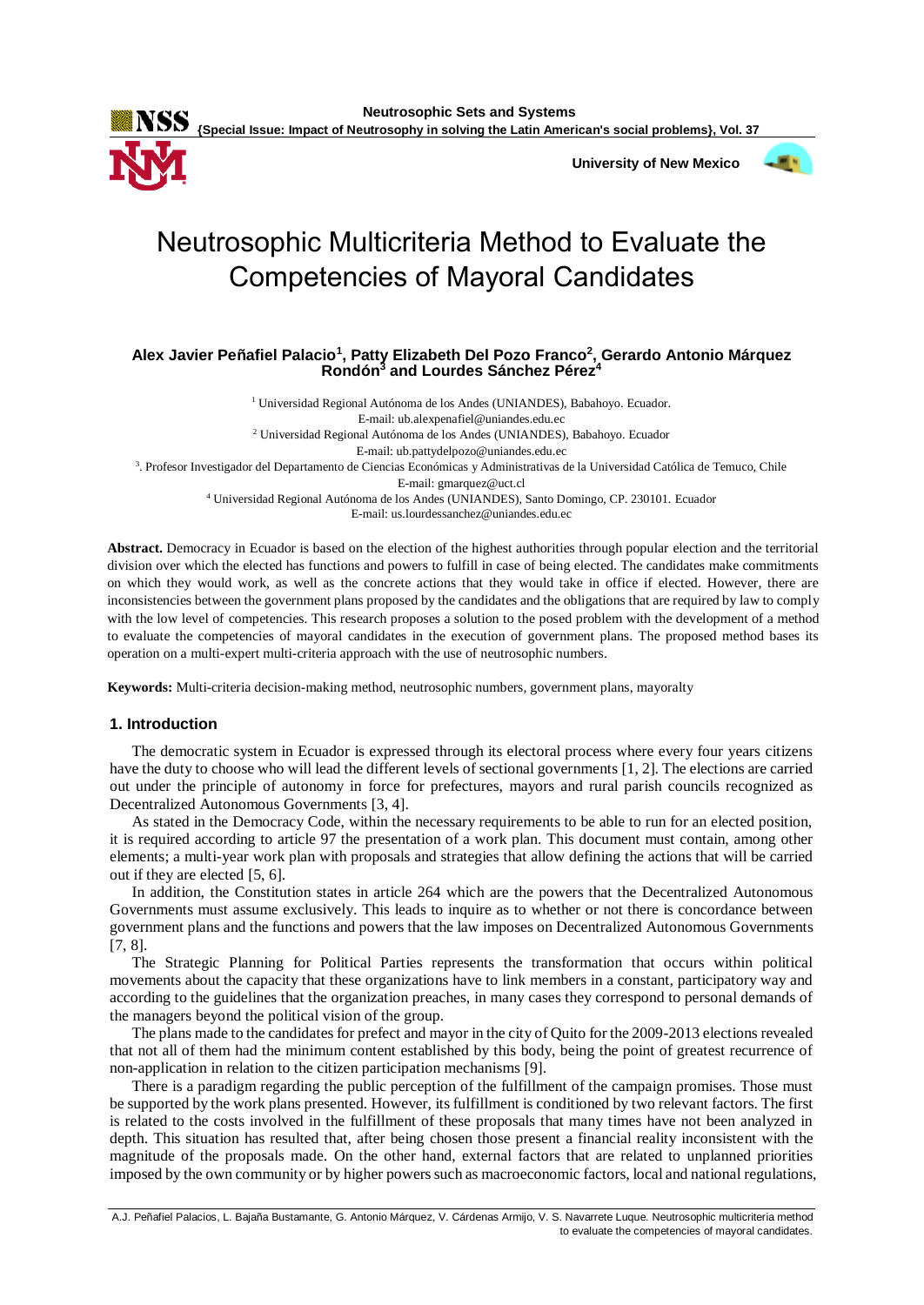# Neutrosophic Multicriteria Method to Evaluate the Competencies of Mayoral Candidates

**Alex Javier Peñafiel Palacio[1], Patty Elizabeth Del Pozo Franco[2], Gerardo Antonio Márquez Rondón[3] and Lourdes Sánchez Pérez[4]**

[1] Universidad Regional Autónoma de los Andes (UNIANDES), Babahoyo. Ecuador.
E-mail: ub.alexpenafiel@uniandes.edu.ec

[2] Universidad Regional Autónoma de los Andes (UNIANDES), Babahoyo. Ecuador
E-mail: ub.pattydelpozo@uniandes.edu.ec

[3]. Profesor Investigador del Departamento de Ciencias Económicas y Administrativas de la Universidad Católica de Temuco, Chile
E-mail: gmarquez@uct.cl

[4] Universidad Regional Autónoma de los Andes (UNIANDES), Santo Domingo, CP. 230101. Ecuador
E-mail: us.lourdessanchez@uniandes.edu.ec

**Abstract.** Democracy in Ecuador is based on the election of the highest authorities through popular election and the territorial division over which the elected has functions and powers to fulfill in case of being elected. The candidates make commitments on which they would work, as well as the concrete actions that they would take in office if elected. However, there are inconsistencies between the government plans proposed by the candidates and the obligations that are required by law to comply with the low level of competencies. This research proposes a solution to the posed problem with the development of a method to evaluate the competencies of mayoral candidates in the execution of government plans. The proposed method bases its operation on a multi-expert multi-criteria approach with the use of neutrosophic numbers.

**Keywords:** Multi-criteria decision-making method, neutrosophic numbers, government plans, mayoralty

## 1. Introduction

The democratic system in Ecuador is expressed through its electoral process where every four years citizens have the duty to choose who will lead the different levels of sectional governments [1, 2]. The elections are carried out under the principle of autonomy in force for prefectures, mayors and rural parish councils recognized as Decentralized Autonomous Governments [3, 4].

As stated in the Democracy Code, within the necessary requirements to be able to run for an elected position, it is required according to article 97 the presentation of a work plan. This document must contain, among other elements; a multi-year work plan with proposals and strategies that allow defining the actions that will be carried out if they are elected [5, 6].

In addition, the Constitution states in article 264 which are the powers that the Decentralized Autonomous Governments must assume exclusively. This leads to inquire as to whether or not there is concordance between government plans and the functions and powers that the law imposes on Decentralized Autonomous Governments [7, 8].

The Strategic Planning for Political Parties represents the transformation that occurs within political movements about the capacity that these organizations have to link members in a constant, participatory way and according to the guidelines that the organization preaches, in many cases they correspond to personal demands of the managers beyond the political vision of the group.

The plans made to the candidates for prefect and mayor in the city of Quito for the 2009-2013 elections revealed that not all of them had the minimum content established by this body, being the point of greatest recurrence of non-application in relation to the citizen participation mechanisms [9].

There is a paradigm regarding the public perception of the fulfillment of the campaign promises. Those must be supported by the work plans presented. However, its fulfillment is conditioned by two relevant factors. The first is related to the costs involved in the fulfillment of these proposals that many times have not been analyzed in depth. This situation has resulted that, after being chosen those present a financial reality inconsistent with the magnitude of the proposals made. On the other hand, external factors that are related to unplanned priorities imposed by the own community or by higher powers such as macroeconomic factors, local and national regulations,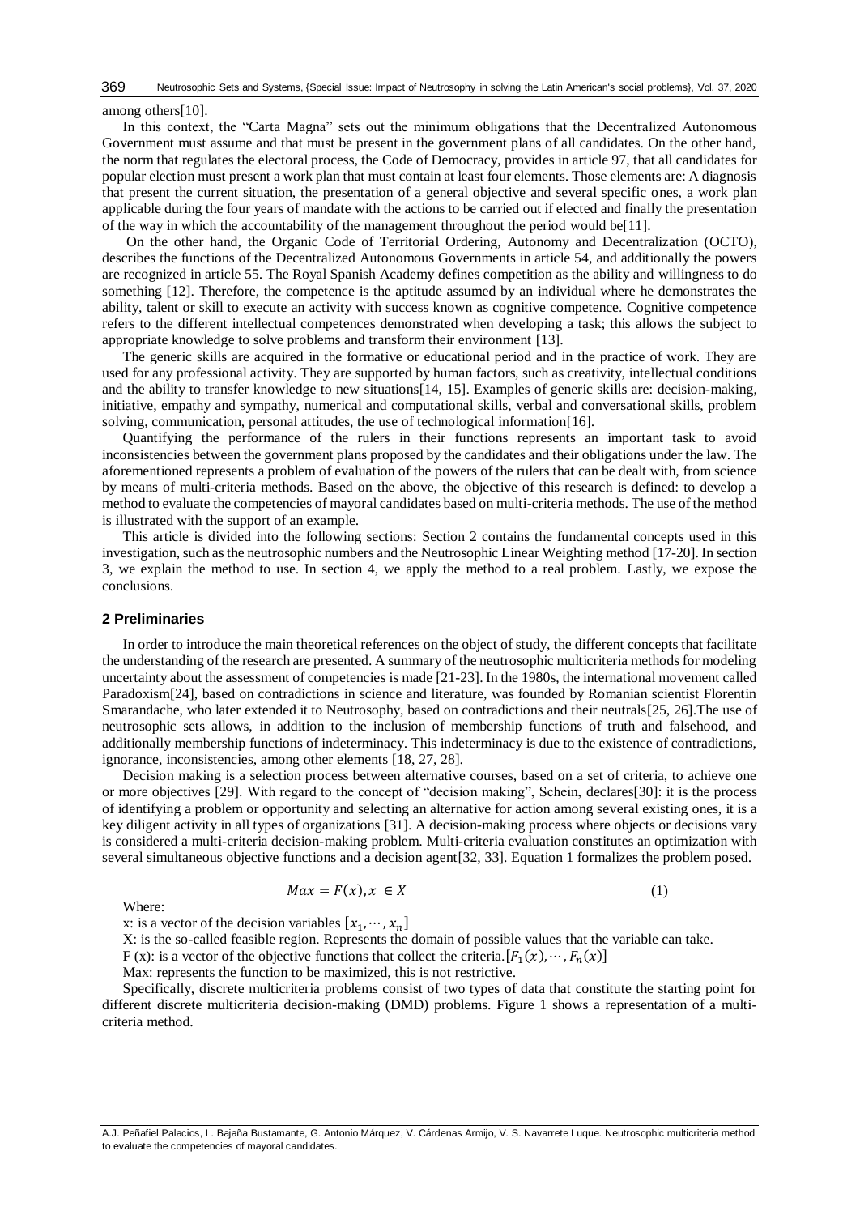among others[10].

In this context, the "Carta Magna" sets out the minimum obligations that the Decentralized Autonomous Government must assume and that must be present in the government plans of all candidates. On the other hand, the norm that regulates the electoral process, the Code of Democracy, provides in article 97, that all candidates for popular election must present a work plan that must contain at least four elements. Those elements are: A diagnosis that present the current situation, the presentation of a general objective and several specific ones, a work plan applicable during the four years of mandate with the actions to be carried out if elected and finally the presentation of the way in which the accountability of the management throughout the period would be[11].

On the other hand, the Organic Code of Territorial Ordering, Autonomy and Decentralization (OCTO), describes the functions of the Decentralized Autonomous Governments in article 54, and additionally the powers are recognized in article 55. The Royal Spanish Academy defines competition as the ability and willingness to do something [12]. Therefore, the competence is the aptitude assumed by an individual where he demonstrates the ability, talent or skill to execute an activity with success known as cognitive competence. Cognitive competence refers to the different intellectual competences demonstrated when developing a task; this allows the subject to appropriate knowledge to solve problems and transform their environment [13].

The generic skills are acquired in the formative or educational period and in the practice of work. They are used for any professional activity. They are supported by human factors, such as creativity, intellectual conditions and the ability to transfer knowledge to new situations[14, 15]. Examples of generic skills are: decision-making, initiative, empathy and sympathy, numerical and computational skills, verbal and conversational skills, problem solving, communication, personal attitudes, the use of technological information[16].

Quantifying the performance of the rulers in their functions represents an important task to avoid inconsistencies between the government plans proposed by the candidates and their obligations under the law. The aforementioned represents a problem of evaluation of the powers of the rulers that can be dealt with, from science by means of multi-criteria methods. Based on the above, the objective of this research is defined: to develop a method to evaluate the competencies of mayoral candidates based on multi-criteria methods. The use of the method is illustrated with the support of an example.

This article is divided into the following sections: Section 2 contains the fundamental concepts used in this investigation, such as the neutrosophic numbers and the Neutrosophic Linear Weighting method [17-20]. In section 3, we explain the method to use. In section 4, we apply the method to a real problem. Lastly, we expose the conclusions.

## 2 Preliminaries

In order to introduce the main theoretical references on the object of study, the different concepts that facilitate the understanding of the research are presented. A summary of the neutrosophic multicriteria methods for modeling uncertainty about the assessment of competencies is made [21-23]. In the 1980s, the international movement called Paradoxism[24], based on contradictions in science and literature, was founded by Romanian scientist Florentin Smarandache, who later extended it to Neutrosophy, based on contradictions and their neutrals[25, 26].The use of neutrosophic sets allows, in addition to the inclusion of membership functions of truth and falsehood, and additionally membership functions of indeterminacy. This indeterminacy is due to the existence of contradictions, ignorance, inconsistencies, among other elements [18, 27, 28].

Decision making is a selection process between alternative courses, based on a set of criteria, to achieve one or more objectives [29]. With regard to the concept of "decision making", Schein, declares[30]: it is the process of identifying a problem or opportunity and selecting an alternative for action among several existing ones, it is a key diligent activity in all types of organizations [31]. A decision-making process where objects or decisions vary is considered a multi-criteria decision-making problem. Multi-criteria evaluation constitutes an optimization with several simultaneous objective functions and a decision agent[32, 33]. Equation 1 formalizes the problem posed.

$$Max = F(x), x \in X \tag{1}$$

Where:

x: is a vector of the decision variables $[x_1, \cdots, x_n]$

X: is the so-called feasible region. Represents the domain of possible values that the variable can take.

F (x): is a vector of the objective functions that collect the criteria. $[F_1(x), \cdots, F_n(x)]$

Max: represents the function to be maximized, this is not restrictive.

Specifically, discrete multicriteria problems consist of two types of data that constitute the starting point for different discrete multicriteria decision-making (DMD) problems. Figure 1 shows a representation of a multi-criteria method.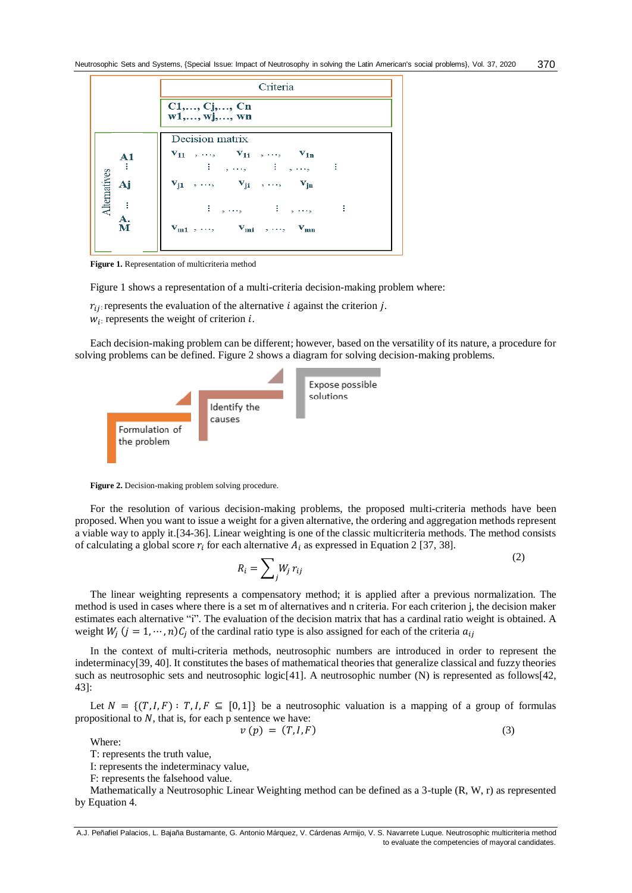| | Criteria | | | | |
|---|---|---|---|---|---|
| | C1,…, Cj,…, Cn w1,…, wj,…, wn | | | | |
| **Alternatives** | Decision matrix | | | | |
| A1 | $v_{11}$ | , …, | $v_{1i}$ | , …, | $v_{1n}$ |
| ⋮ | ⋮ | , …, | ⋮ | , …, | ⋮ |
| Aj | $v_{j1}$ | , …, | $v_{ji}$ | , …, | $v_{jn}$ |
| ⋮ | ⋮ | , …, | ⋮ | , …, | ⋮ |
| A. M | $v_{m1}$ | , …, | $v_{mi}$ | , …, | $v_{mn}$ |

**Figure 1.** Representation of multicriteria method

Figure 1 shows a representation of a multi-criteria decision-making problem where:

$r_{ij:}$ represents the evaluation of the alternative $i$ against the criterion $j$.
$w_{i:}$ represents the weight of criterion $i$.

Each decision-making problem can be different; however, based on the versatility of its nature, a procedure for solving problems can be defined. Figure 2 shows a diagram for solving decision-making problems.

Formulation of the problem → Identify the causes → Expose possible solutions

**Figure 2.** Decision-making problem solving procedure.

For the resolution of various decision-making problems, the proposed multi-criteria methods have been proposed. When you want to issue a weight for a given alternative, the ordering and aggregation methods represent a viable way to apply it.[34-36]. Linear weighting is one of the classic multicriteria methods. The method consists of calculating a global score $r_i$ for each alternative $A_i$ as expressed in Equation 2 [37, 38].

$$R_i = \sum_j W_j \, r_{ij} \tag{2}$$

The linear weighting represents a compensatory method; it is applied after a previous normalization. The method is used in cases where there is a set m of alternatives and n criteria. For each criterion j, the decision maker estimates each alternative "i". The evaluation of the decision matrix that has a cardinal ratio weight is obtained. A weight $W_j$ $(j = 1, \cdots, n) C_j$ of the cardinal ratio type is also assigned for each of the criteria $a_{ij}$

In the context of multi-criteria methods, neutrosophic numbers are introduced in order to represent the indeterminacy[39, 40]. It constitutes the bases of mathematical theories that generalize classical and fuzzy theories such as neutrosophic sets and neutrosophic logic[41]. A neutrosophic number (N) is represented as follows[42, 43]:

Let $N = \{(T, I, F) : T, I, F \subseteq [0,1]\}$ be a neutrosophic valuation is a mapping of a group of formulas propositional to $N$, that is, for each p sentence we have:

$$v\,(p) = (T, I, F) \tag{3}$$

Where:
T: represents the truth value,
I: represents the indeterminacy value,
F: represents the falsehood value.

Mathematically a Neutrosophic Linear Weighting method can be defined as a 3-tuple (R, W, r) as represented by Equation 4.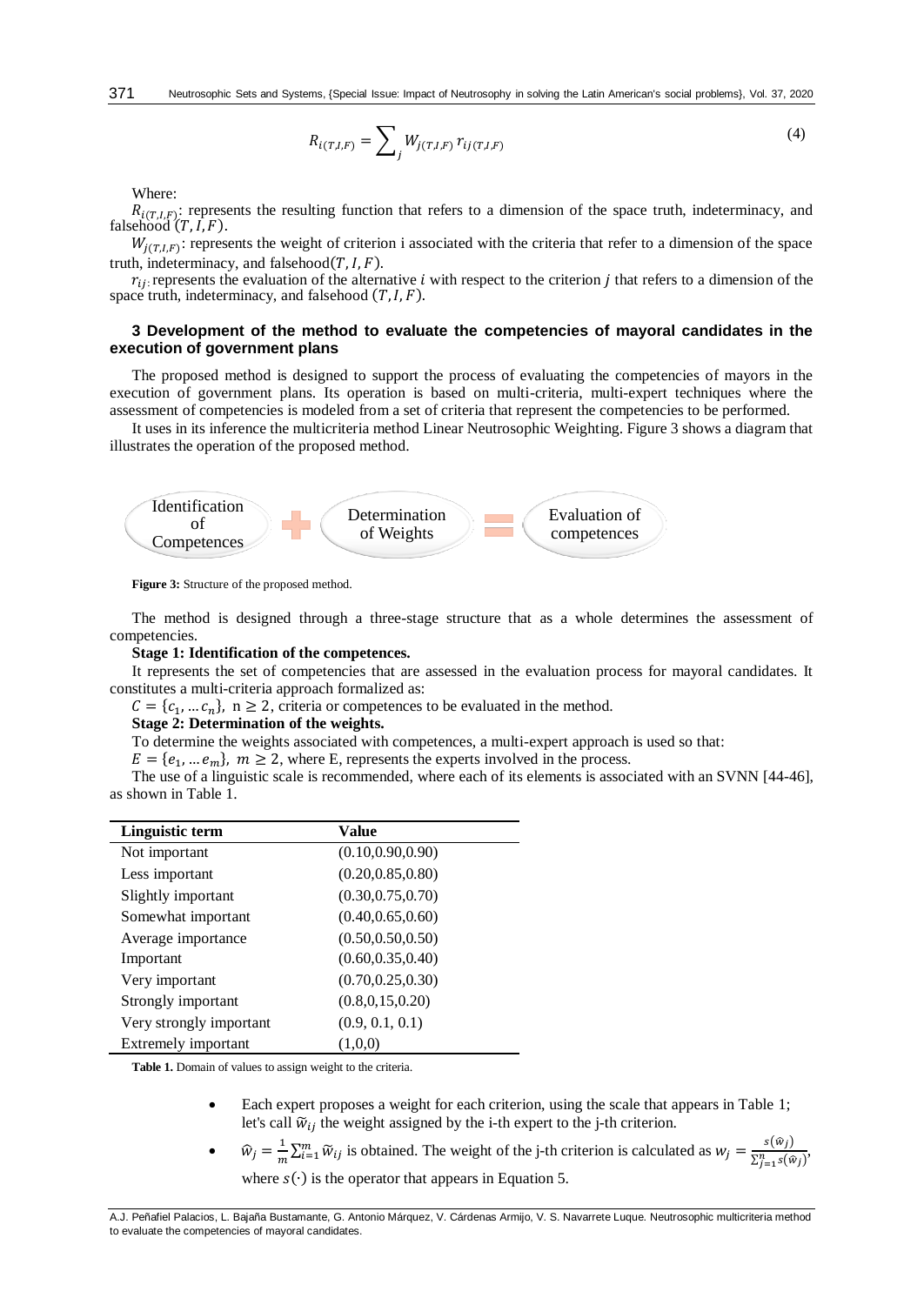$$R_{i(T,I,F)} = \sum_{j} W_{j(T,I,F)}\, r_{ij(T,I,F)} \tag{4}$$

Where:

$R_{i(T,I,F)}$: represents the resulting function that refers to a dimension of the space truth, indeterminacy, and falsehood $(T, I, F)$.

$W_{j(T,I,F)}$: represents the weight of criterion i associated with the criteria that refer to a dimension of the space truth, indeterminacy, and falsehood$(T, I, F)$.

$r_{ij}$: represents the evaluation of the alternative $i$ with respect to the criterion $j$ that refers to a dimension of the space truth, indeterminacy, and falsehood $(T, I, F)$.

## 3 Development of the method to evaluate the competencies of mayoral candidates in the execution of government plans

The proposed method is designed to support the process of evaluating the competencies of mayors in the execution of government plans. Its operation is based on multi-criteria, multi-expert techniques where the assessment of competencies is modeled from a set of criteria that represent the competencies to be performed.

It uses in its inference the multicriteria method Linear Neutrosophic Weighting. Figure 3 shows a diagram that illustrates the operation of the proposed method.

Identification of Competences + Determination of Weights = Evaluation of competences

**Figure 3:** Structure of the proposed method.

The method is designed through a three-stage structure that as a whole determines the assessment of competencies.

**Stage 1: Identification of the competences.**

It represents the set of competencies that are assessed in the evaluation process for mayoral candidates. It constitutes a multi-criteria approach formalized as:

$C = \{c_1, \ldots c_n\},\ n \geq 2$, criteria or competences to be evaluated in the method.

**Stage 2: Determination of the weights.**

To determine the weights associated with competences, a multi-expert approach is used so that:

$E = \{e_1, \ldots e_m\},\ m \geq 2$, where E, represents the experts involved in the process.

The use of a linguistic scale is recommended, where each of its elements is associated with an SVNN [44-46], as shown in Table 1.

| Linguistic term | Value |
|---|---|
| Not important | (0.10,0.90,0.90) |
| Less important | (0.20,0.85,0.80) |
| Slightly important | (0.30,0.75,0.70) |
| Somewhat important | (0.40,0.65,0.60) |
| Average importance | (0.50,0.50,0.50) |
| Important | (0.60,0.35,0.40) |
| Very important | (0.70,0.25,0.30) |
| Strongly important | (0.8,0,15,0.20) |
| Very strongly important | (0.9, 0.1, 0.1) |
| Extremely important | (1,0,0) |

**Table 1.** Domain of values to assign weight to the criteria.

- Each expert proposes a weight for each criterion, using the scale that appears in Table 1; let's call $\widetilde{w}_{ij}$ the weight assigned by the i-th expert to the j-th criterion.
- $\widehat{w}_j = \frac{1}{m}\sum_{i=1}^{m} \widetilde{w}_{ij}$ is obtained. The weight of the j-th criterion is calculated as $w_j = \frac{s(\widehat{w}_j)}{\sum_{j=1}^{n} s(\widehat{w}_j)}$, where $s(\cdot)$ is the operator that appears in Equation 5.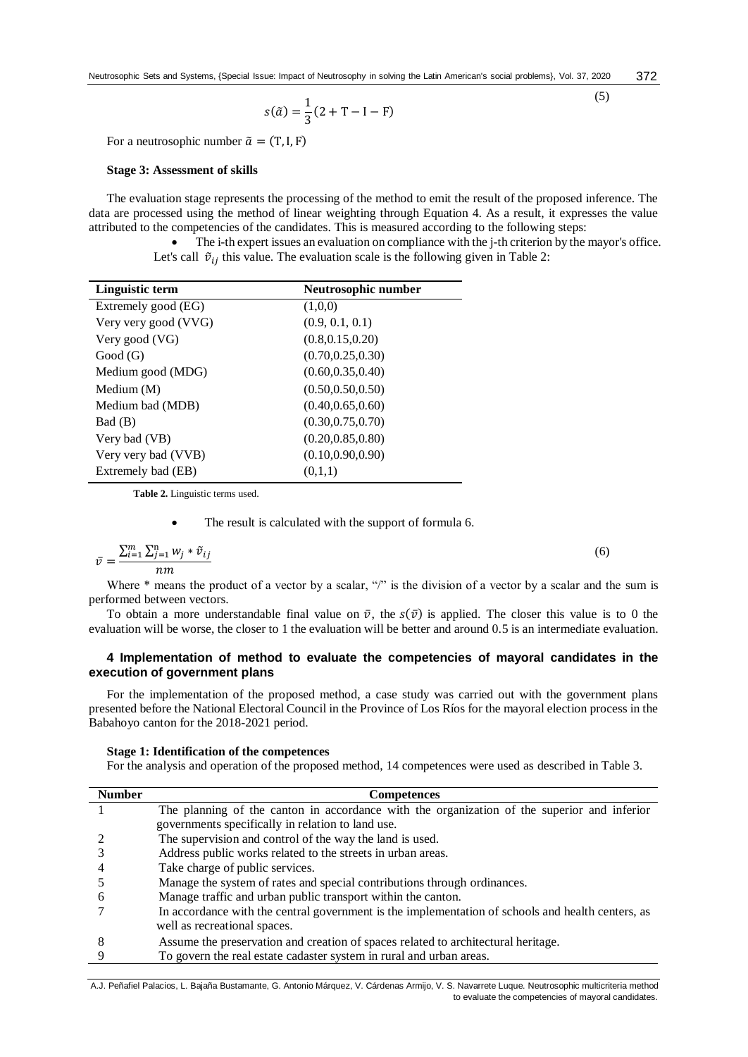$$s(\tilde{a}) = \frac{1}{3}(2 + \mathrm{T} - \mathrm{I} - \mathrm{F}) \tag{5}$$

For a neutrosophic number $\tilde{a} = (\mathrm{T}, \mathrm{I}, \mathrm{F})$

**Stage 3: Assessment of skills**

The evaluation stage represents the processing of the method to emit the result of the proposed inference. The data are processed using the method of linear weighting through Equation 4. As a result, it expresses the value attributed to the competencies of the candidates. This is measured according to the following steps:

- The i-th expert issues an evaluation on compliance with the j-th criterion by the mayor's office. Let's call $\tilde{v}_{ij}$ this value. The evaluation scale is the following given in Table 2:

| Linguistic term | Neutrosophic number |
|---|---|
| Extremely good (EG) | (1,0,0) |
| Very very good (VVG) | (0.9, 0.1, 0.1) |
| Very good (VG) | (0.8,0.15,0.20) |
| Good (G) | (0.70,0.25,0.30) |
| Medium good (MDG) | (0.60,0.35,0.40) |
| Medium (M) | (0.50,0.50,0.50) |
| Medium bad (MDB) | (0.40,0.65,0.60) |
| Bad (B) | (0.30,0.75,0.70) |
| Very bad (VB) | (0.20,0.85,0.80) |
| Very very bad (VVB) | (0.10,0.90,0.90) |
| Extremely bad (EB) | (0,1,1) |

**Table 2.** Linguistic terms used.

- The result is calculated with the support of formula 6.

$$\bar{v} = \frac{\sum_{i=1}^{m} \sum_{j=1}^{n} w_j * \tilde{v}_{ij}}{nm} \tag{6}$$

Where * means the product of a vector by a scalar, "/" is the division of a vector by a scalar and the sum is performed between vectors.

To obtain a more understandable final value on $\bar{v}$, the $s(\bar{v})$ is applied. The closer this value is to 0 the evaluation will be worse, the closer to 1 the evaluation will be better and around 0.5 is an intermediate evaluation.

## 4 Implementation of method to evaluate the competencies of mayoral candidates in the execution of government plans

For the implementation of the proposed method, a case study was carried out with the government plans presented before the National Electoral Council in the Province of Los Ríos for the mayoral election process in the Babahoyo canton for the 2018-2021 period.

**Stage 1: Identification of the competences**

For the analysis and operation of the proposed method, 14 competences were used as described in Table 3.

| Number | Competences |
|---|---|
| 1 | The planning of the canton in accordance with the organization of the superior and inferior governments specifically in relation to land use. |
| 2 | The supervision and control of the way the land is used. |
| 3 | Address public works related to the streets in urban areas. |
| 4 | Take charge of public services. |
| 5 | Manage the system of rates and special contributions through ordinances. |
| 6 | Manage traffic and urban public transport within the canton. |
| 7 | In accordance with the central government is the implementation of schools and health centers, as well as recreational spaces. |
| 8 | Assume the preservation and creation of spaces related to architectural heritage. |
| 9 | To govern the real estate cadaster system in rural and urban areas. |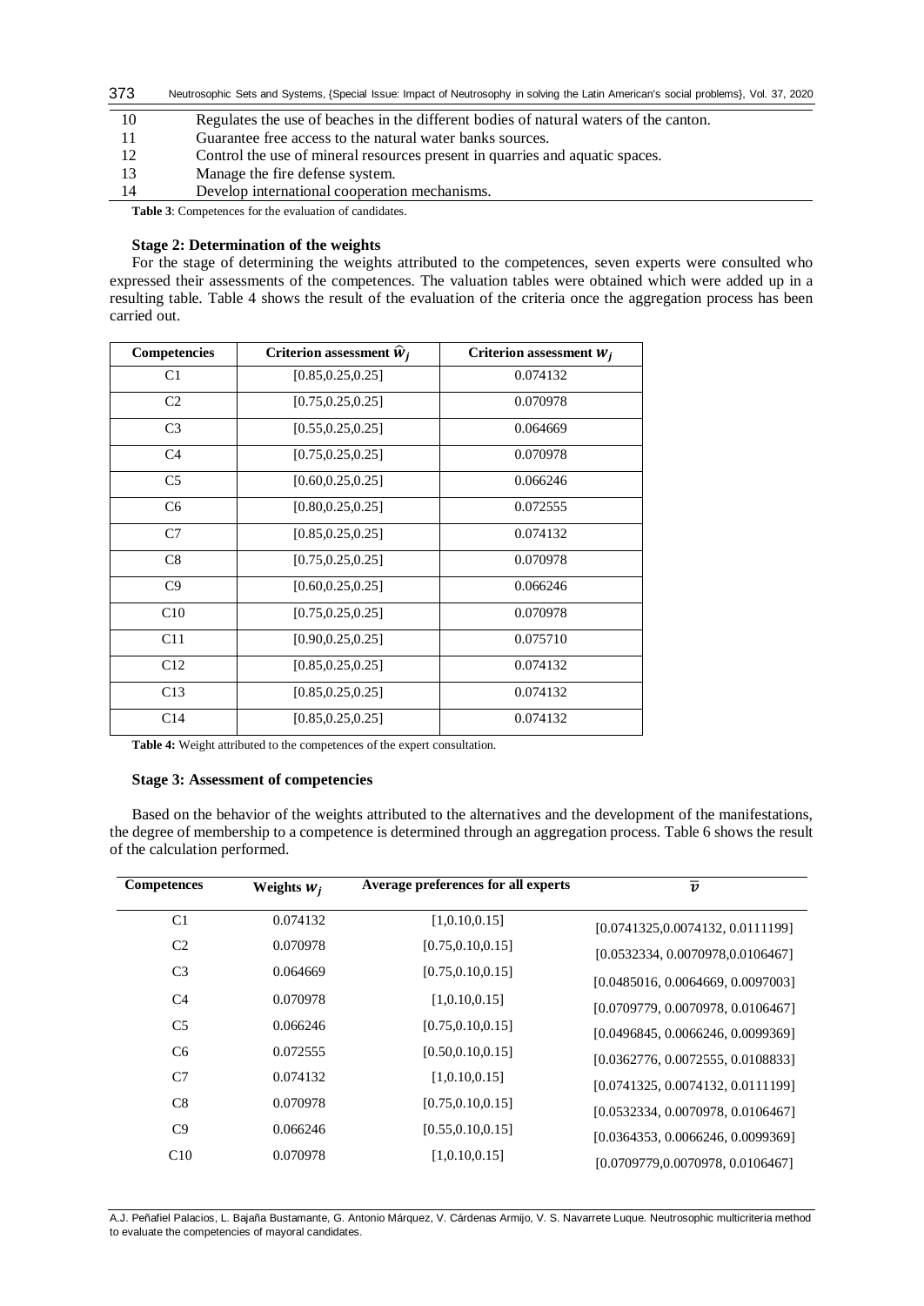| | |
|---|---|
| 10 | Regulates the use of beaches in the different bodies of natural waters of the canton. |
| 11 | Guarantee free access to the natural water banks sources. |
| 12 | Control the use of mineral resources present in quarries and aquatic spaces. |
| 13 | Manage the fire defense system. |
| 14 | Develop international cooperation mechanisms. |

**Table 3**: Competences for the evaluation of candidates.

### Stage 2: Determination of the weights

For the stage of determining the weights attributed to the competences, seven experts were consulted who expressed their assessments of the competences. The valuation tables were obtained which were added up in a resulting table. Table 4 shows the result of the evaluation of the criteria once the aggregation process has been carried out.

| Competencies | Criterion assessment $\widehat{w}_j$ | Criterion assessment $w_j$ |
|---|---|---|
| C1 | [0.85,0.25,0.25] | 0.074132 |
| C2 | [0.75,0.25,0.25] | 0.070978 |
| C3 | [0.55,0.25,0.25] | 0.064669 |
| C4 | [0.75,0.25,0.25] | 0.070978 |
| C5 | [0.60,0.25,0.25] | 0.066246 |
| C6 | [0.80,0.25,0.25] | 0.072555 |
| C7 | [0.85,0.25,0.25] | 0.074132 |
| C8 | [0.75,0.25,0.25] | 0.070978 |
| C9 | [0.60,0.25,0.25] | 0.066246 |
| C10 | [0.75,0.25,0.25] | 0.070978 |
| C11 | [0.90,0.25,0.25] | 0.075710 |
| C12 | [0.85,0.25,0.25] | 0.074132 |
| C13 | [0.85,0.25,0.25] | 0.074132 |
| C14 | [0.85,0.25,0.25] | 0.074132 |

**Table 4:** Weight attributed to the competences of the expert consultation.

### Stage 3: Assessment of competencies

Based on the behavior of the weights attributed to the alternatives and the development of the manifestations, the degree of membership to a competence is determined through an aggregation process. Table 6 shows the result of the calculation performed.

| Competences | Weights $w_j$ | Average preferences for all experts | $\overline{v}$ |
|---|---|---|---|
| C1 | 0.074132 | [1,0.10,0.15] | [0.0741325,0.0074132, 0.0111199] |
| C2 | 0.070978 | [0.75,0.10,0.15] | [0.0532334, 0.0070978,0.0106467] |
| C3 | 0.064669 | [0.75,0.10,0.15] | [0.0485016, 0.0064669, 0.0097003] |
| C4 | 0.070978 | [1,0.10,0.15] | [0.0709779, 0.0070978, 0.0106467] |
| C5 | 0.066246 | [0.75,0.10,0.15] | [0.0496845, 0.0066246, 0.0099369] |
| C6 | 0.072555 | [0.50,0.10,0.15] | [0.0362776, 0.0072555, 0.0108833] |
| C7 | 0.074132 | [1,0.10,0.15] | [0.0741325, 0.0074132, 0.0111199] |
| C8 | 0.070978 | [0.75,0.10,0.15] | [0.0532334, 0.0070978, 0.0106467] |
| C9 | 0.066246 | [0.55,0.10,0.15] | [0.0364353, 0.0066246, 0.0099369] |
| C10 | 0.070978 | [1,0.10,0.15] | [0.0709779,0.0070978, 0.0106467] |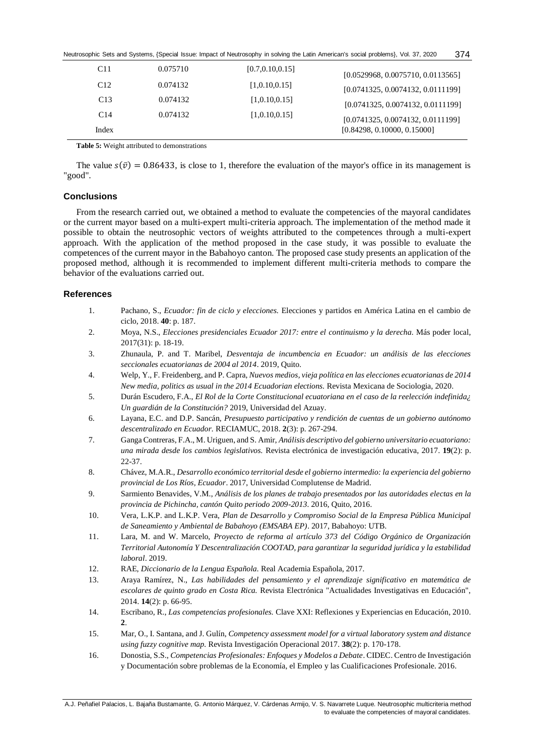| | | | |
|---|---|---|---|
| C11 | 0.075710 | [0.7,0.10,0.15] | [0.0529968, 0.0075710, 0.0113565] |
| C12 | 0.074132 | [1,0.10,0.15] | [0.0741325, 0.0074132, 0.0111199] |
| C13 | 0.074132 | [1,0.10,0.15] | [0.0741325, 0.0074132, 0.0111199] |
| C14 | 0.074132 | [1,0.10,0.15] | [0.0741325, 0.0074132, 0.0111199] |
| Index | | | [0.84298, 0.10000, 0.15000] |

**Table 5:** Weight attributed to demonstrations

The value $s(\bar{v}) = 0.86433$, is close to 1, therefore the evaluation of the mayor's office in its management is "good".

## Conclusions

From the research carried out, we obtained a method to evaluate the competencies of the mayoral candidates or the current mayor based on a multi-expert multi-criteria approach. The implementation of the method made it possible to obtain the neutrosophic vectors of weights attributed to the competences through a multi-expert approach. With the application of the method proposed in the case study, it was possible to evaluate the competences of the current mayor in the Babahoyo canton. The proposed case study presents an application of the proposed method, although it is recommended to implement different multi-criteria methods to compare the behavior of the evaluations carried out.

## References

1. Pachano, S., *Ecuador: fin de ciclo y elecciones.* Elecciones y partidos en América Latina en el cambio de ciclo, 2018. **40**: p. 187.
2. Moya, N.S., *Elecciones presidenciales Ecuador 2017: entre el continuismo y la derecha.* Más poder local, 2017(31): p. 18-19.
3. Zhunaula, P. and T. Maribel, *Desventaja de incumbencia en Ecuador: un análisis de las elecciones seccionales ecuatorianas de 2004 al 2014*. 2019, Quito.
4. Welp, Y., F. Freidenberg, and P. Capra, *Nuevos medios, vieja política en las elecciones ecuatorianas de 2014 New media, politics as usual in the 2014 Ecuadorian elections.* Revista Mexicana de Sociologia, 2020.
5. Durán Escudero, F.A., *El Rol de la Corte Constitucional ecuatoriana en el caso de la reelección indefinida¿ Un guardián de la Constitución?* 2019, Universidad del Azuay.
6. Layana, E.C. and D.P. Sancán, *Presupuesto participativo y rendición de cuentas de un gobierno autónomo descentralizado en Ecuador.* RECIAMUC, 2018. **2**(3): p. 267-294.
7. Ganga Contreras, F.A., M. Uriguen, and S. Amir, *Análisis descriptivo del gobierno universitario ecuatoriano: una mirada desde los cambios legislativos.* Revista electrónica de investigación educativa, 2017. **19**(2): p. 22-37.
8. Chávez, M.A.R., *Desarrollo económico territorial desde el gobierno intermedio: la experiencia del gobierno provincial de Los Ríos, Ecuador*. 2017, Universidad Complutense de Madrid.
9. Sarmiento Benavides, V.M., *Análisis de los planes de trabajo presentados por las autoridades electas en la provincia de Pichincha, cantón Quito periodo 2009-2013*. 2016, Quito, 2016.
10. Vera, L.K.P. and L.K.P. Vera, *Plan de Desarrollo y Compromiso Social de la Empresa Pública Municipal de Saneamiento y Ambiental de Babahoyo (EMSABA EP)*. 2017, Babahoyo: UTB.
11. Lara, M. and W. Marcelo, *Proyecto de reforma al artículo 373 del Código Orgánico de Organización Territorial Autonomía Y Descentralización COOTAD, para garantizar la seguridad jurídica y la estabilidad laboral*. 2019.
12. RAE, *Diccionario de la Lengua Española.* Real Academia Española, 2017.
13. Araya Ramírez, N., *Las habilidades del pensamiento y el aprendizaje significativo en matemática de escolares de quinto grado en Costa Rica.* Revista Electrónica "Actualidades Investigativas en Educación", 2014. **14**(2): p. 66-95.
14. Escribano, R., *Las competencias profesionales.* Clave XXI: Reflexiones y Experiencias en Educación, 2010. **2**.
15. Mar, O., I. Santana, and J. Gulín, *Competency assessment model for a virtual laboratory system and distance using fuzzy cognitive map.* Revista Investigación Operacional 2017. **38**(2): p. 170-178.
16. Donostia, S.S., *Competencias Profesionales: Enfoques y Modelos a Debate*. CIDEC. Centro de Investigación y Documentación sobre problemas de la Economía, el Empleo y las Cualificaciones Profesionale. 2016.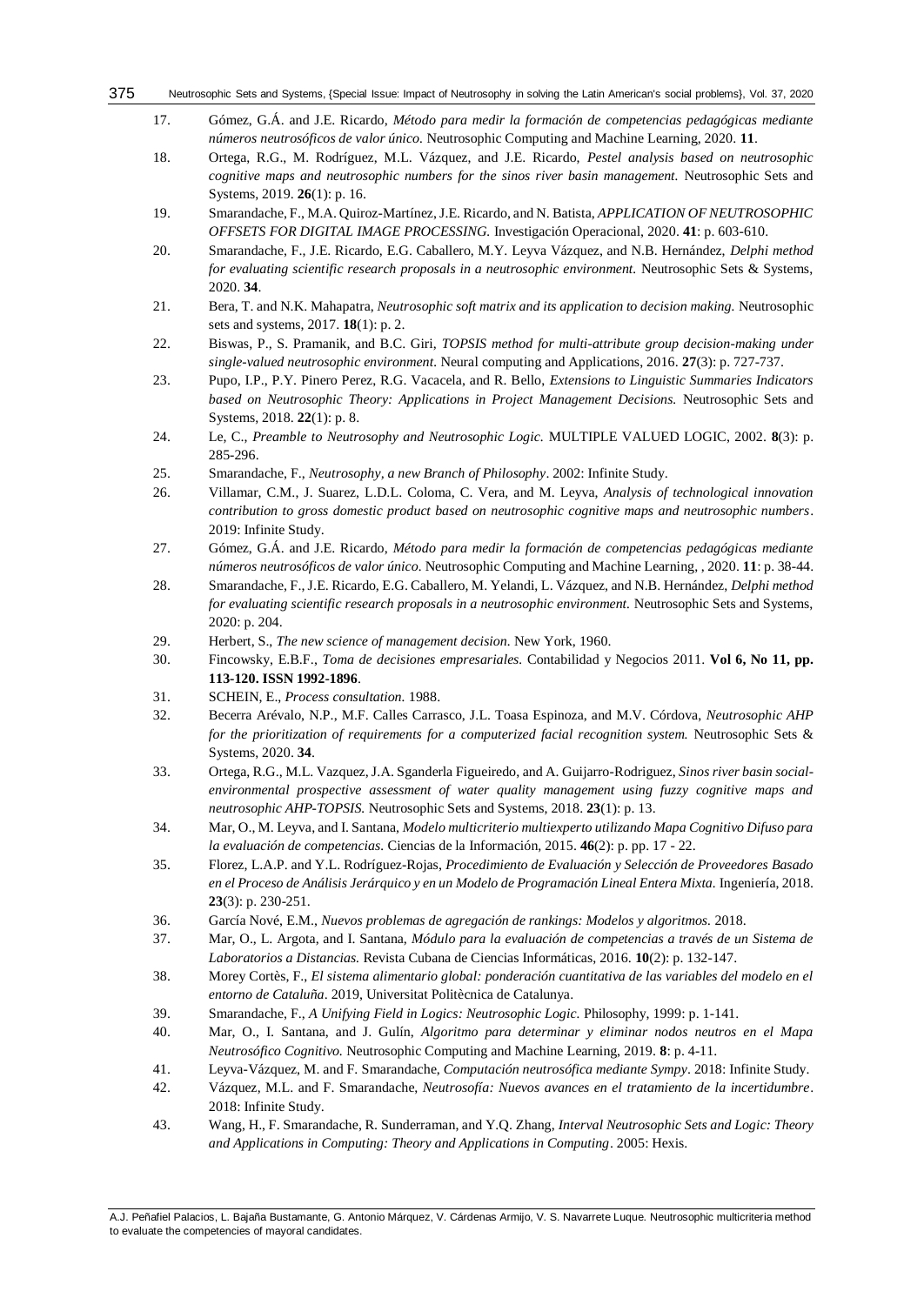17. Gómez, G.Á. and J.E. Ricardo, *Método para medir la formación de competencias pedagógicas mediante números neutrosóficos de valor único.* Neutrosophic Computing and Machine Learning, 2020. **11**.
18. Ortega, R.G., M. Rodríguez, M.L. Vázquez, and J.E. Ricardo, *Pestel analysis based on neutrosophic cognitive maps and neutrosophic numbers for the sinos river basin management.* Neutrosophic Sets and Systems, 2019. **26**(1): p. 16.
19. Smarandache, F., M.A. Quiroz-Martínez, J.E. Ricardo, and N. Batista, *APPLICATION OF NEUTROSOPHIC OFFSETS FOR DIGITAL IMAGE PROCESSING.* Investigación Operacional, 2020. **41**: p. 603-610.
20. Smarandache, F., J.E. Ricardo, E.G. Caballero, M.Y. Leyva Vázquez, and N.B. Hernández, *Delphi method for evaluating scientific research proposals in a neutrosophic environment.* Neutrosophic Sets & Systems, 2020. **34**.
21. Bera, T. and N.K. Mahapatra, *Neutrosophic soft matrix and its application to decision making.* Neutrosophic sets and systems, 2017. **18**(1): p. 2.
22. Biswas, P., S. Pramanik, and B.C. Giri, *TOPSIS method for multi-attribute group decision-making under single-valued neutrosophic environment.* Neural computing and Applications, 2016. **27**(3): p. 727-737.
23. Pupo, I.P., P.Y. Pinero Perez, R.G. Vacacela, and R. Bello, *Extensions to Linguistic Summaries Indicators based on Neutrosophic Theory: Applications in Project Management Decisions.* Neutrosophic Sets and Systems, 2018. **22**(1): p. 8.
24. Le, C., *Preamble to Neutrosophy and Neutrosophic Logic.* MULTIPLE VALUED LOGIC, 2002. **8**(3): p. 285-296.
25. Smarandache, F., *Neutrosophy, a new Branch of Philosophy*. 2002: Infinite Study.
26. Villamar, C.M., J. Suarez, L.D.L. Coloma, C. Vera, and M. Leyva, *Analysis of technological innovation contribution to gross domestic product based on neutrosophic cognitive maps and neutrosophic numbers*. 2019: Infinite Study.
27. Gómez, G.Á. and J.E. Ricardo, *Método para medir la formación de competencias pedagógicas mediante números neutrosóficos de valor único.* Neutrosophic Computing and Machine Learning, , 2020. **11**: p. 38-44.
28. Smarandache, F., J.E. Ricardo, E.G. Caballero, M. Yelandi, L. Vázquez, and N.B. Hernández, *Delphi method for evaluating scientific research proposals in a neutrosophic environment.* Neutrosophic Sets and Systems, 2020: p. 204.
29. Herbert, S., *The new science of management decision.* New York, 1960.
30. Fincowsky, E.B.F., *Toma de decisiones empresariales.* Contabilidad y Negocios 2011. **Vol 6, No 11, pp. 113-120. ISSN 1992-1896**.
31. SCHEIN, E., *Process consultation.* 1988.
32. Becerra Arévalo, N.P., M.F. Calles Carrasco, J.L. Toasa Espinoza, and M.V. Córdova, *Neutrosophic AHP for the prioritization of requirements for a computerized facial recognition system.* Neutrosophic Sets & Systems, 2020. **34**.
33. Ortega, R.G., M.L. Vazquez, J.A. Sganderla Figueiredo, and A. Guijarro-Rodriguez, *Sinos river basin social-environmental prospective assessment of water quality management using fuzzy cognitive maps and neutrosophic AHP-TOPSIS.* Neutrosophic Sets and Systems, 2018. **23**(1): p. 13.
34. Mar, O., M. Leyva, and I. Santana, *Modelo multicriterio multiexperto utilizando Mapa Cognitivo Difuso para la evaluación de competencias.* Ciencias de la Información, 2015. **46**(2): p. pp. 17 - 22.
35. Florez, L.A.P. and Y.L. Rodríguez-Rojas, *Procedimiento de Evaluación y Selección de Proveedores Basado en el Proceso de Análisis Jerárquico y en un Modelo de Programación Lineal Entera Mixta.* Ingeniería, 2018. **23**(3): p. 230-251.
36. García Nové, E.M., *Nuevos problemas de agregación de rankings: Modelos y algoritmos.* 2018.
37. Mar, O., L. Argota, and I. Santana, *Módulo para la evaluación de competencias a través de un Sistema de Laboratorios a Distancias.* Revista Cubana de Ciencias Informáticas, 2016. **10**(2): p. 132-147.
38. Morey Cortès, F., *El sistema alimentario global: ponderación cuantitativa de las variables del modelo en el entorno de Cataluña*. 2019, Universitat Politècnica de Catalunya.
39. Smarandache, F., *A Unifying Field in Logics: Neutrosophic Logic.* Philosophy, 1999: p. 1-141.
40. Mar, O., I. Santana, and J. Gulín, *Algoritmo para determinar y eliminar nodos neutros en el Mapa Neutrosófico Cognitivo.* Neutrosophic Computing and Machine Learning, 2019. **8**: p. 4-11.
41. Leyva-Vázquez, M. and F. Smarandache, *Computación neutrosófica mediante Sympy*. 2018: Infinite Study.
42. Vázquez, M.L. and F. Smarandache, *Neutrosofía: Nuevos avances en el tratamiento de la incertidumbre*. 2018: Infinite Study.
43. Wang, H., F. Smarandache, R. Sunderraman, and Y.Q. Zhang, *Interval Neutrosophic Sets and Logic: Theory and Applications in Computing: Theory and Applications in Computing*. 2005: Hexis.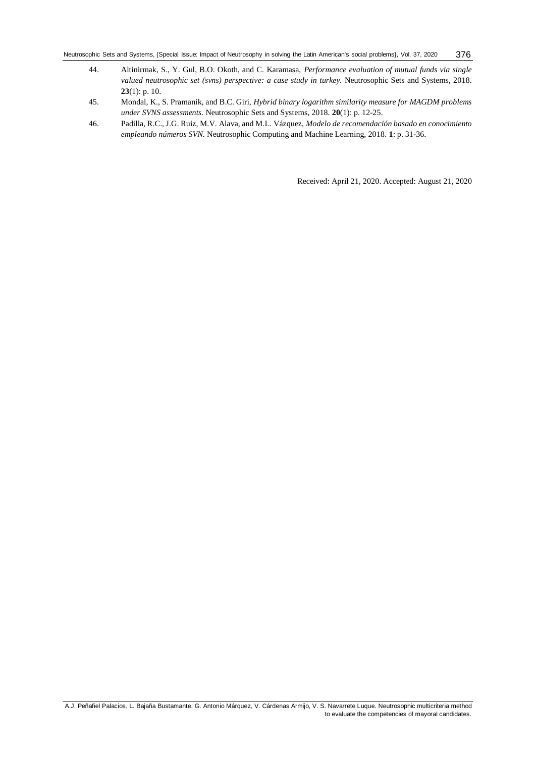44. Altinirmak, S., Y. Gul, B.O. Okoth, and C. Karamasa, *Performance evaluation of mutual funds via single valued neutrosophic set (svns) perspective: a case study in turkey.* Neutrosophic Sets and Systems, 2018. **23**(1): p. 10.
45. Mondal, K., S. Pramanik, and B.C. Giri, *Hybrid binary logarithm similarity measure for MAGDM problems under SVNS assessments.* Neutrosophic Sets and Systems, 2018. **20**(1): p. 12-25.
46. Padilla, R.C., J.G. Ruiz, M.V. Alava, and M.L. Vázquez, *Modelo de recomendación basado en conocimiento empleando números SVN.* Neutrosophic Computing and Machine Learning, 2018. **1**: p. 31-36.

Received: April 21, 2020. Accepted: August 21, 2020